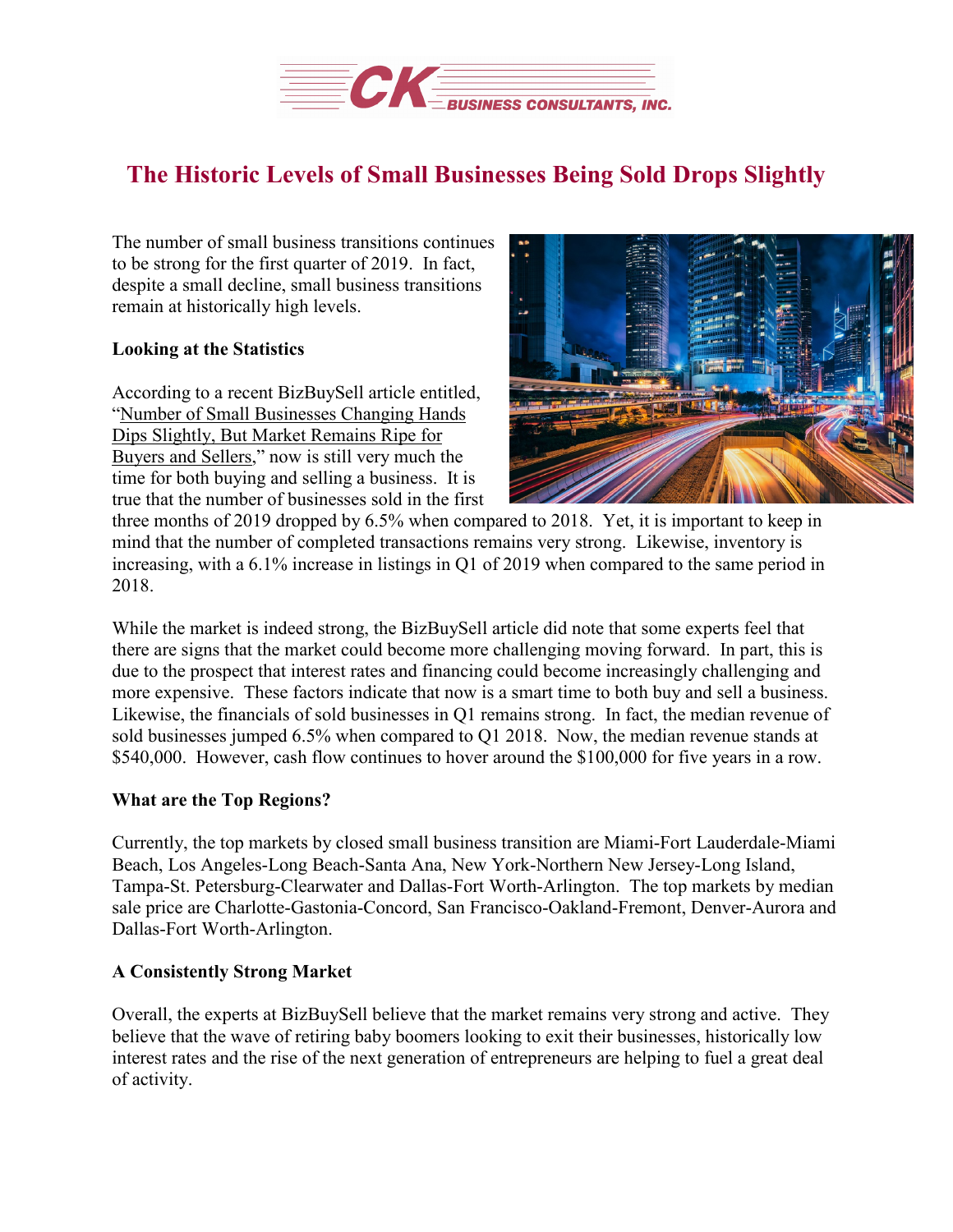# The Historic Levels of Small Businesses Being Sold Drops Slightly

The number of small business transitions continues to be strong for the first quarter of 2019. In fact, despite a small decline, small business transitions remain at historically high levels.

**Looking at the Statistics**

According to a recent BizBuySell article entitled, "Number of Small Businesses Changing Hands Dips Slightly, But Market Remains Ripe for Buyers and Sellers," now is still very much the time for both buying and selling a business. It is true that the number of businesses sold in the first three months of 2019 dropped by 6.5% when compared to 2018. Yet, it is important to keep in mind that the number of completed transactions remains very strong. Likewise, inventory is increasing, with a 6.1% increase in listings in Q1 of 2019 when compared to the same period in 2018.

While the market is indeed strong, the BizBuySell article did note that some experts feel that there are signs that the market could become more challenging moving forward. In part, this is due to the prospect that interest rates and financing could become increasingly challenging and more expensive. These factors indicate that now is a smart time to both buy and sell a business. Likewise, the financials of sold businesses in Q1 remains strong. In fact, the median revenue of sold businesses jumped 6.5% when compared to Q1 2018. Now, the median revenue stands at $540,000. However, cash flow continues to hover around the $100,000 for five years in a row.

**What are the Top Regions?**

Currently, the top markets by closed small business transition are Miami-Fort Lauderdale-Miami Beach, Los Angeles-Long Beach-Santa Ana, New York-Northern New Jersey-Long Island, Tampa-St. Petersburg-Clearwater and Dallas-Fort Worth-Arlington. The top markets by median sale price are Charlotte-Gastonia-Concord, San Francisco-Oakland-Fremont, Denver-Aurora and Dallas-Fort Worth-Arlington.

**A Consistently Strong Market**

Overall, the experts at BizBuySell believe that the market remains very strong and active. They believe that the wave of retiring baby boomers looking to exit their businesses, historically low interest rates and the rise of the next generation of entrepreneurs are helping to fuel a great deal of activity.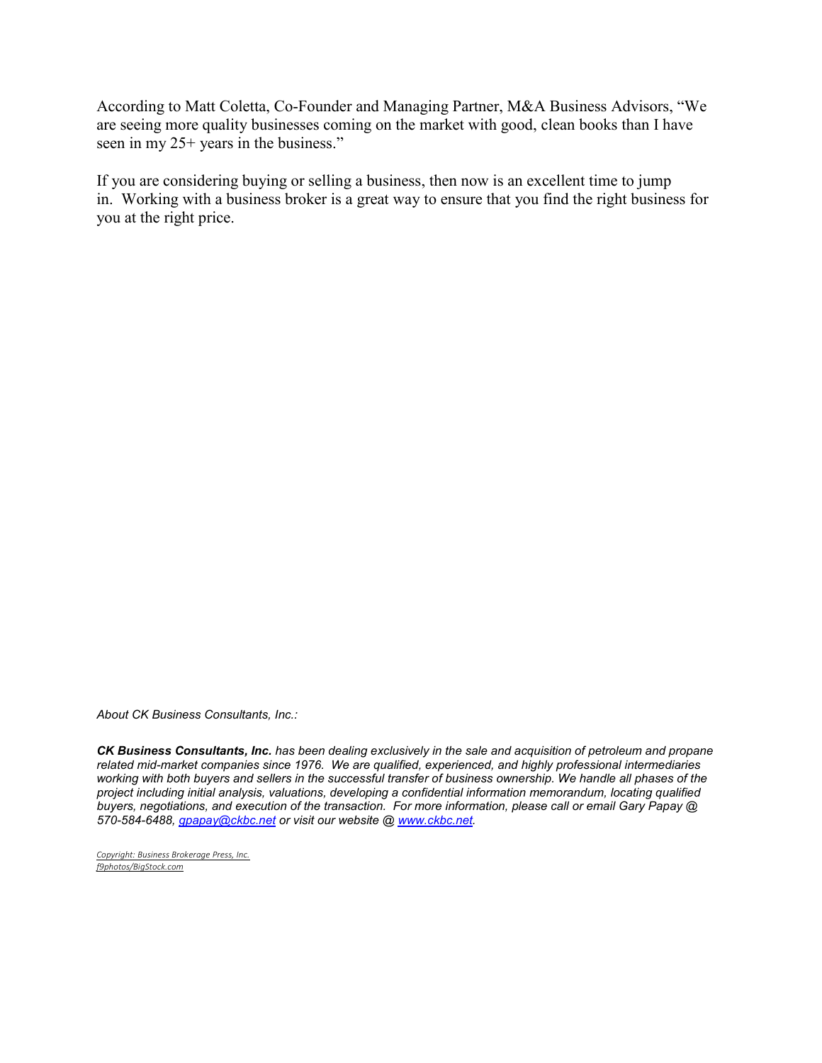According to Matt Coletta, Co-Founder and Managing Partner, M&A Business Advisors, "We are seeing more quality businesses coming on the market with good, clean books than I have seen in my 25+ years in the business."

If you are considering buying or selling a business, then now is an excellent time to jump in. Working with a business broker is a great way to ensure that you find the right business for you at the right price.

*About CK Business Consultants, Inc.:*

***CK Business Consultants, Inc.*** *has been dealing exclusively in the sale and acquisition of petroleum and propane related mid-market companies since 1976. We are qualified, experienced, and highly professional intermediaries working with both buyers and sellers in the successful transfer of business ownership. We handle all phases of the project including initial analysis, valuations, developing a confidential information memorandum, locating qualified buyers, negotiations, and execution of the transaction. For more information, please call or email Gary Papay @ 570-584-6488, [gpapay@ckbc.net](mailto:gpapay@ckbc.net) or visit our website @ [www.ckbc.net](http://www.ckbc.net).*

*Copyright: Business Brokerage Press, Inc.*
*f9photos/BigStock.com*